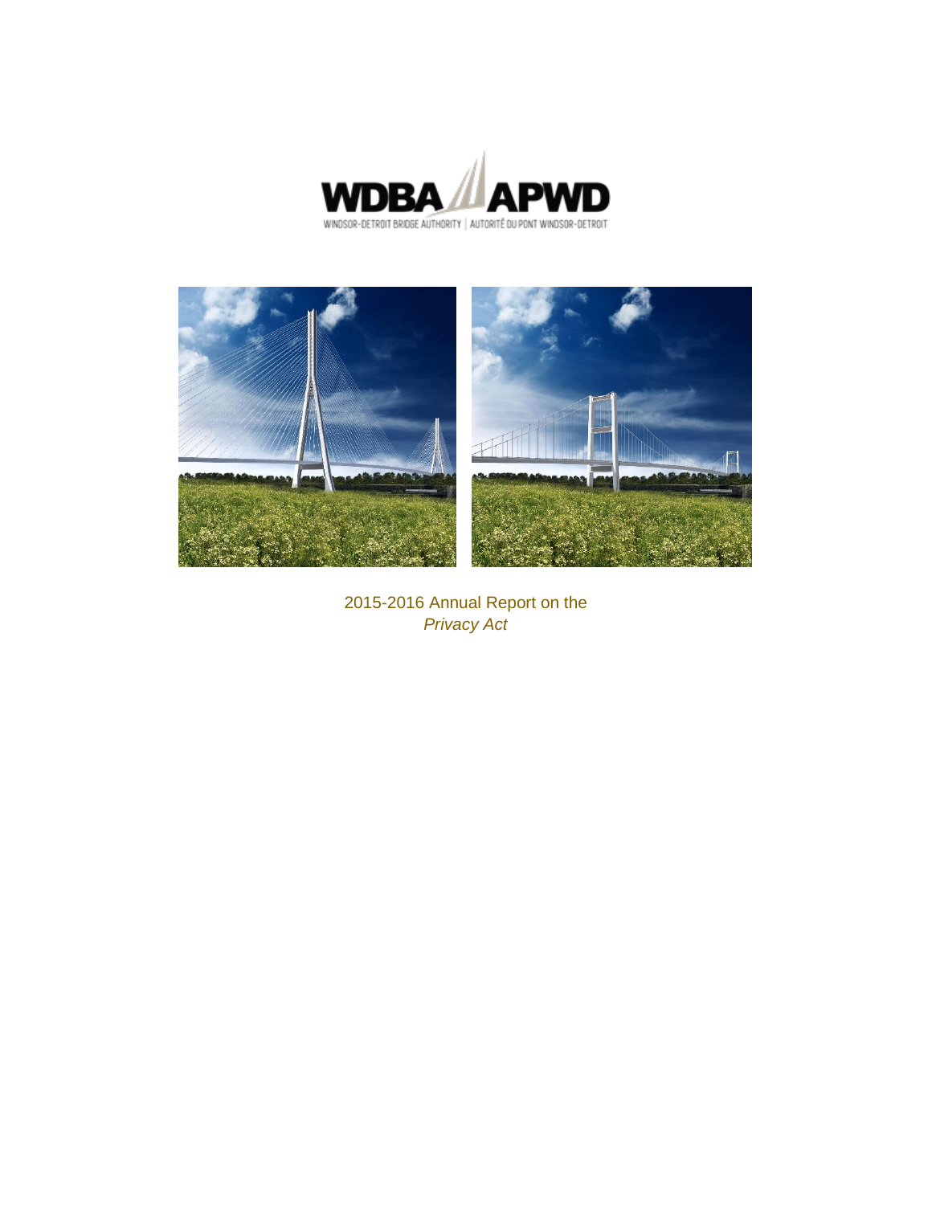WDBA APWD

WINDSOR-DETROIT BRIDGE AUTHORITY | AUTORITÉ DU PONT WINDSOR-DETROIT

2015-2016 Annual Report on the *Privacy Act*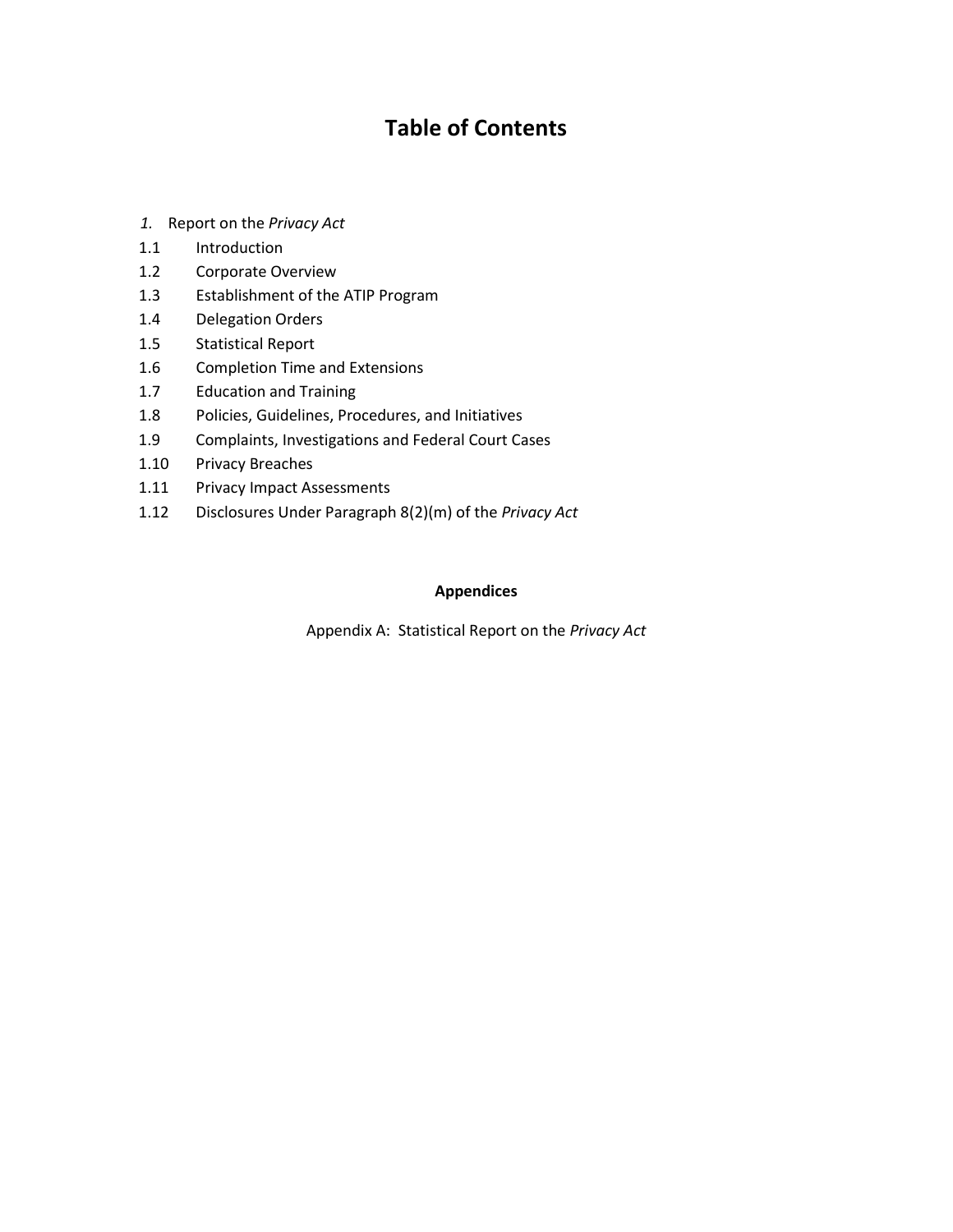# Table of Contents

*1.* Report on the *Privacy Act*

1.1 Introduction

1.2 Corporate Overview

1.3 Establishment of the ATIP Program

1.4 Delegation Orders

1.5 Statistical Report

1.6 Completion Time and Extensions

1.7 Education and Training

1.8 Policies, Guidelines, Procedures, and Initiatives

1.9 Complaints, Investigations and Federal Court Cases

1.10 Privacy Breaches

1.11 Privacy Impact Assessments

1.12 Disclosures Under Paragraph 8(2)(m) of the *Privacy Act*

**Appendices**

Appendix A: Statistical Report on the *Privacy Act*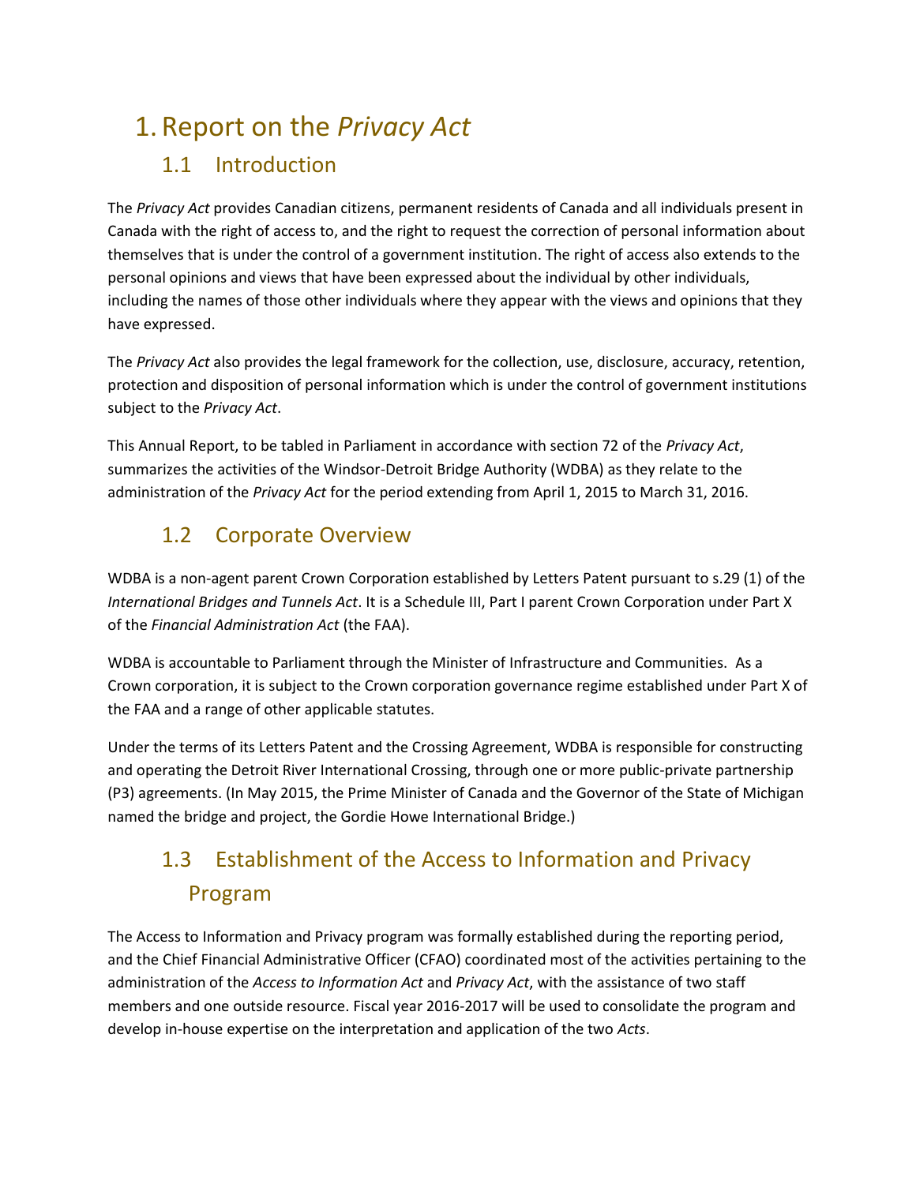# 1. Report on the *Privacy Act*

## 1.1 Introduction

The *Privacy Act* provides Canadian citizens, permanent residents of Canada and all individuals present in Canada with the right of access to, and the right to request the correction of personal information about themselves that is under the control of a government institution. The right of access also extends to the personal opinions and views that have been expressed about the individual by other individuals, including the names of those other individuals where they appear with the views and opinions that they have expressed.

The *Privacy Act* also provides the legal framework for the collection, use, disclosure, accuracy, retention, protection and disposition of personal information which is under the control of government institutions subject to the *Privacy Act*.

This Annual Report, to be tabled in Parliament in accordance with section 72 of the *Privacy Act*, summarizes the activities of the Windsor-Detroit Bridge Authority (WDBA) as they relate to the administration of the *Privacy Act* for the period extending from April 1, 2015 to March 31, 2016.

## 1.2 Corporate Overview

WDBA is a non-agent parent Crown Corporation established by Letters Patent pursuant to s.29 (1) of the *International Bridges and Tunnels Act*. It is a Schedule III, Part I parent Crown Corporation under Part X of the *Financial Administration Act* (the FAA).

WDBA is accountable to Parliament through the Minister of Infrastructure and Communities. As a Crown corporation, it is subject to the Crown corporation governance regime established under Part X of the FAA and a range of other applicable statutes.

Under the terms of its Letters Patent and the Crossing Agreement, WDBA is responsible for constructing and operating the Detroit River International Crossing, through one or more public-private partnership (P3) agreements. (In May 2015, the Prime Minister of Canada and the Governor of the State of Michigan named the bridge and project, the Gordie Howe International Bridge.)

## 1.3 Establishment of the Access to Information and Privacy Program

The Access to Information and Privacy program was formally established during the reporting period, and the Chief Financial Administrative Officer (CFAO) coordinated most of the activities pertaining to the administration of the *Access to Information Act* and *Privacy Act*, with the assistance of two staff members and one outside resource. Fiscal year 2016-2017 will be used to consolidate the program and develop in-house expertise on the interpretation and application of the two *Acts*.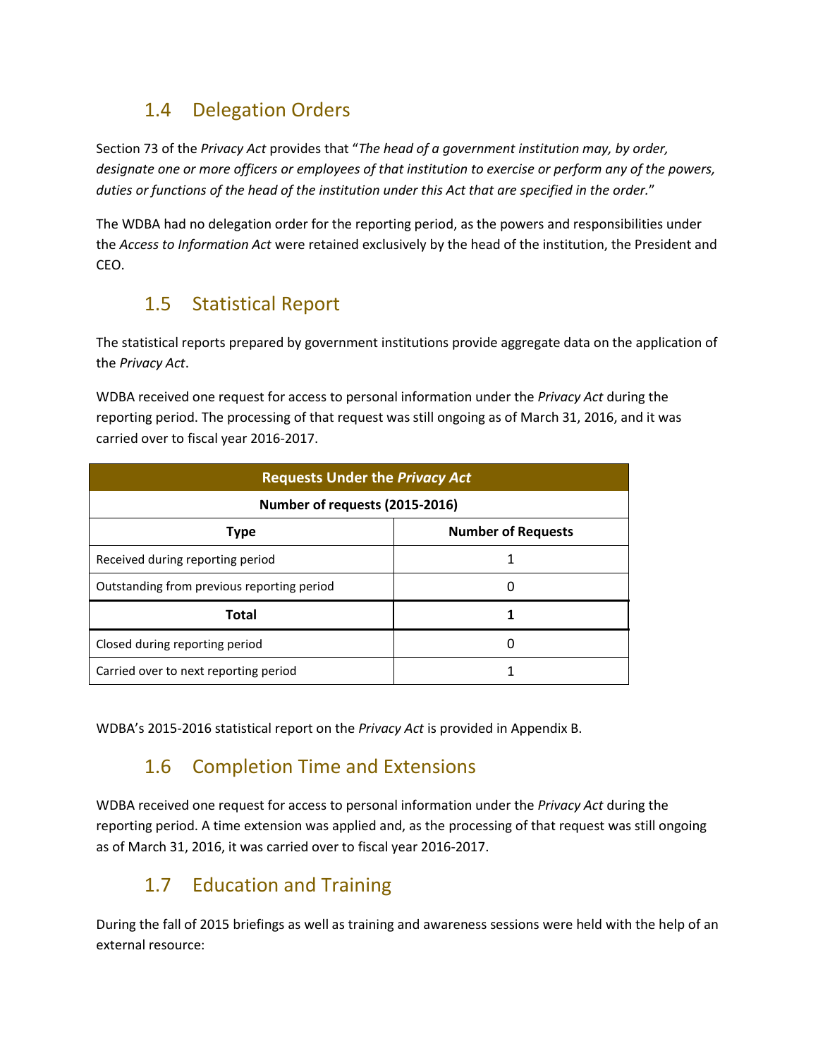## 1.4 Delegation Orders

Section 73 of the *Privacy Act* provides that "*The head of a government institution may, by order, designate one or more officers or employees of that institution to exercise or perform any of the powers, duties or functions of the head of the institution under this Act that are specified in the order.*"

The WDBA had no delegation order for the reporting period, as the powers and responsibilities under the *Access to Information Act* were retained exclusively by the head of the institution, the President and CEO.

## 1.5 Statistical Report

The statistical reports prepared by government institutions provide aggregate data on the application of the *Privacy Act*.

WDBA received one request for access to personal information under the *Privacy Act* during the reporting period. The processing of that request was still ongoing as of March 31, 2016, and it was carried over to fiscal year 2016-2017.

| Requests Under the *Privacy Act* | |
|---|---|
| **Number of requests (2015-2016)** | |
| **Type** | **Number of Requests** |
| Received during reporting period | 1 |
| Outstanding from previous reporting period | 0 |
| **Total** | **1** |
| Closed during reporting period | 0 |
| Carried over to next reporting period | 1 |

WDBA's 2015-2016 statistical report on the *Privacy Act* is provided in Appendix B.

## 1.6 Completion Time and Extensions

WDBA received one request for access to personal information under the *Privacy Act* during the reporting period. A time extension was applied and, as the processing of that request was still ongoing as of March 31, 2016, it was carried over to fiscal year 2016-2017.

## 1.7 Education and Training

During the fall of 2015 briefings as well as training and awareness sessions were held with the help of an external resource: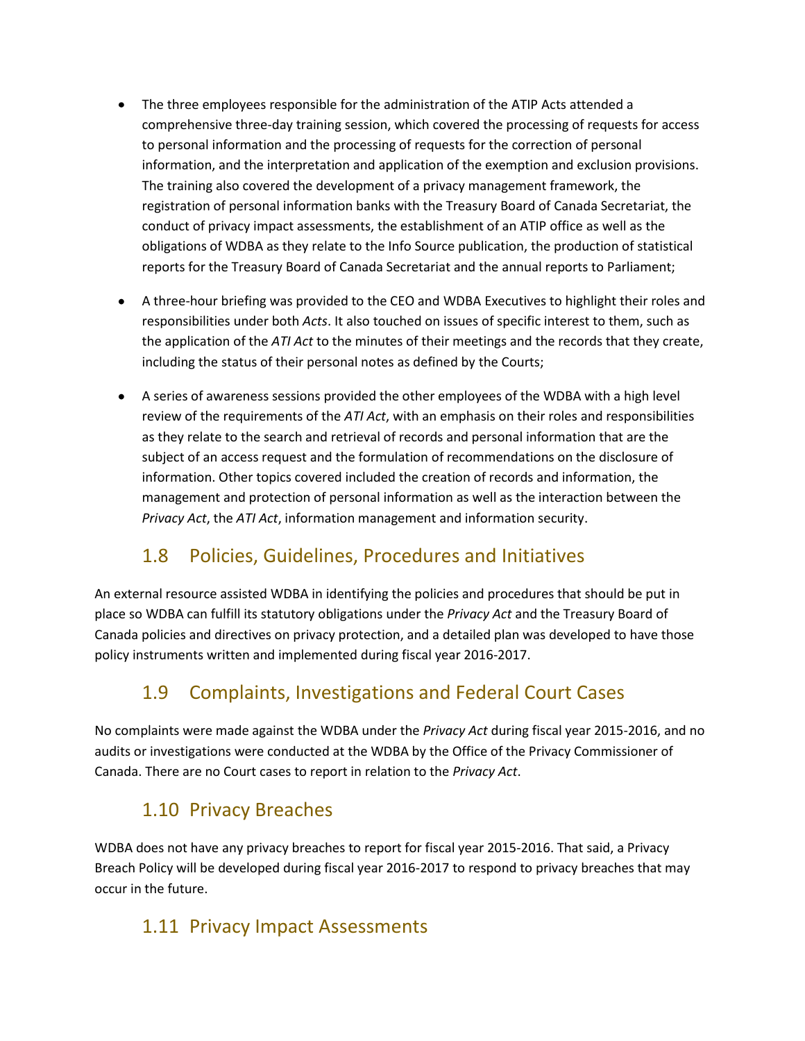- The three employees responsible for the administration of the ATIP Acts attended a comprehensive three-day training session, which covered the processing of requests for access to personal information and the processing of requests for the correction of personal information, and the interpretation and application of the exemption and exclusion provisions. The training also covered the development of a privacy management framework, the registration of personal information banks with the Treasury Board of Canada Secretariat, the conduct of privacy impact assessments, the establishment of an ATIP office as well as the obligations of WDBA as they relate to the Info Source publication, the production of statistical reports for the Treasury Board of Canada Secretariat and the annual reports to Parliament;

- A three-hour briefing was provided to the CEO and WDBA Executives to highlight their roles and responsibilities under both *Acts*. It also touched on issues of specific interest to them, such as the application of the *ATI Act* to the minutes of their meetings and the records that they create, including the status of their personal notes as defined by the Courts;

- A series of awareness sessions provided the other employees of the WDBA with a high level review of the requirements of the *ATI Act*, with an emphasis on their roles and responsibilities as they relate to the search and retrieval of records and personal information that are the subject of an access request and the formulation of recommendations on the disclosure of information. Other topics covered included the creation of records and information, the management and protection of personal information as well as the interaction between the *Privacy Act*, the *ATI Act*, information management and information security.

## 1.8 Policies, Guidelines, Procedures and Initiatives

An external resource assisted WDBA in identifying the policies and procedures that should be put in place so WDBA can fulfill its statutory obligations under the *Privacy Act* and the Treasury Board of Canada policies and directives on privacy protection, and a detailed plan was developed to have those policy instruments written and implemented during fiscal year 2016-2017.

## 1.9 Complaints, Investigations and Federal Court Cases

No complaints were made against the WDBA under the *Privacy Act* during fiscal year 2015-2016, and no audits or investigations were conducted at the WDBA by the Office of the Privacy Commissioner of Canada. There are no Court cases to report in relation to the *Privacy Act*.

## 1.10 Privacy Breaches

WDBA does not have any privacy breaches to report for fiscal year 2015-2016. That said, a Privacy Breach Policy will be developed during fiscal year 2016-2017 to respond to privacy breaches that may occur in the future.

## 1.11 Privacy Impact Assessments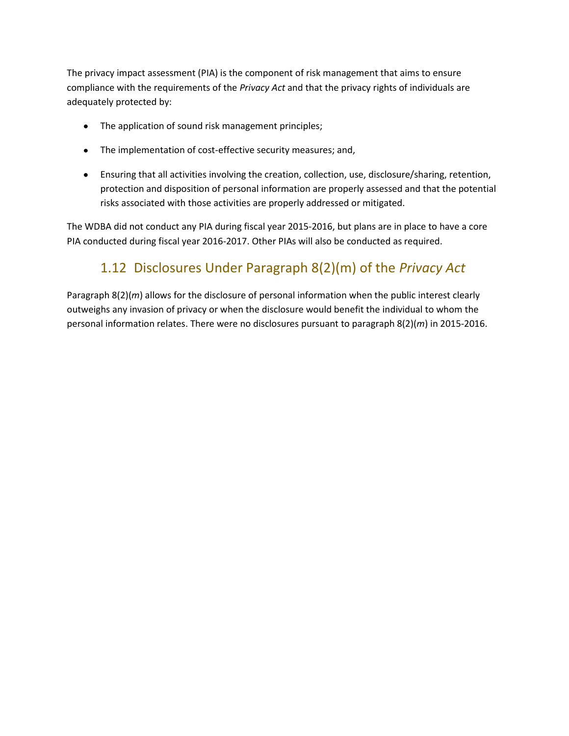The privacy impact assessment (PIA) is the component of risk management that aims to ensure compliance with the requirements of the *Privacy Act* and that the privacy rights of individuals are adequately protected by:

- The application of sound risk management principles;
- The implementation of cost-effective security measures; and,
- Ensuring that all activities involving the creation, collection, use, disclosure/sharing, retention, protection and disposition of personal information are properly assessed and that the potential risks associated with those activities are properly addressed or mitigated.

The WDBA did not conduct any PIA during fiscal year 2015-2016, but plans are in place to have a core PIA conducted during fiscal year 2016-2017. Other PIAs will also be conducted as required.

## 1.12 Disclosures Under Paragraph 8(2)(m) of the *Privacy Act*

Paragraph 8(2)(*m*) allows for the disclosure of personal information when the public interest clearly outweighs any invasion of privacy or when the disclosure would benefit the individual to whom the personal information relates. There were no disclosures pursuant to paragraph 8(2)(*m*) in 2015-2016.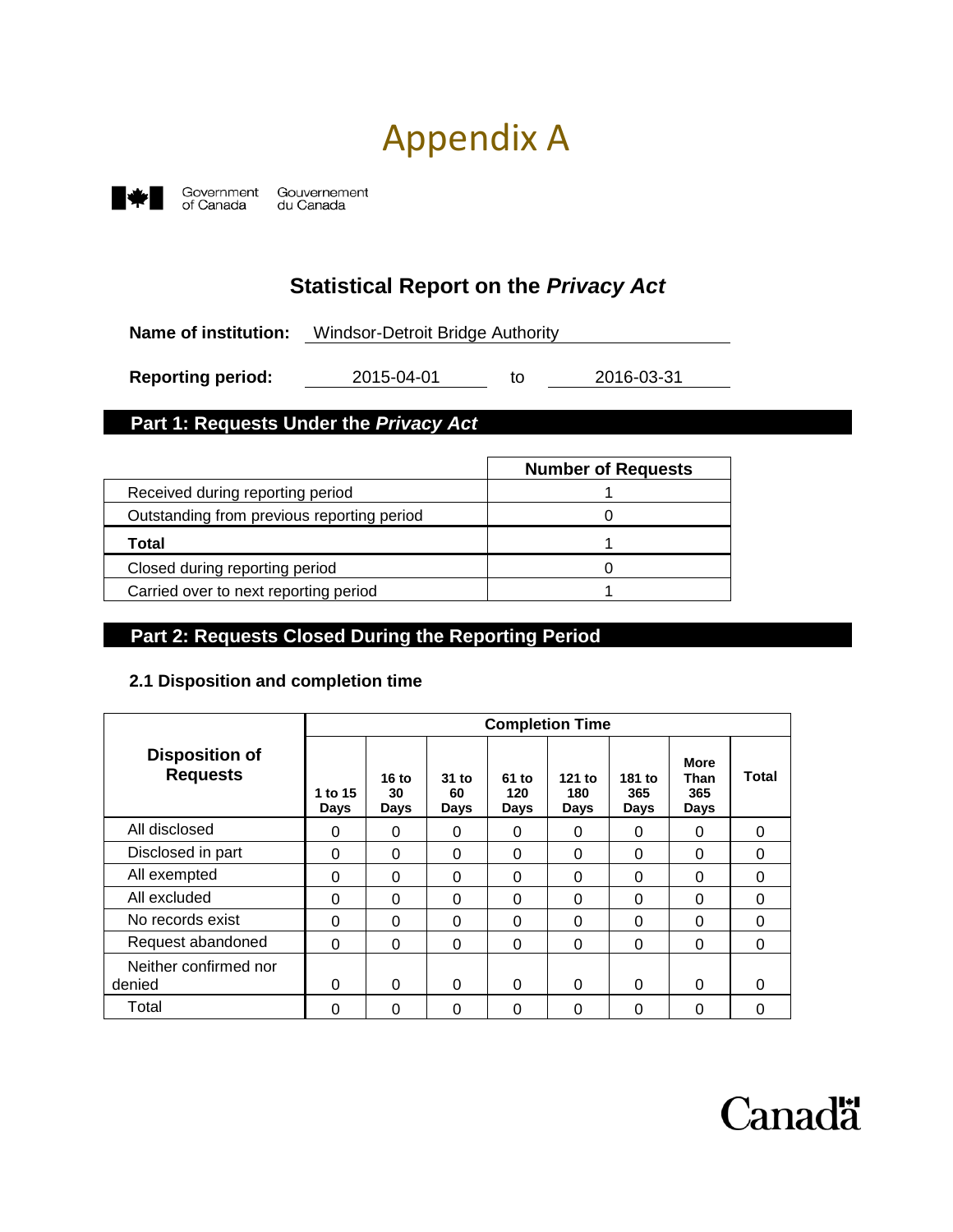# Appendix A

Government of Canada — Gouvernement du Canada

## Statistical Report on the *Privacy Act*

**Name of institution:** Windsor-Detroit Bridge Authority

**Reporting period:** 2015-04-01 to 2016-03-31

## Part 1: Requests Under the *Privacy Act*

| | Number of Requests |
|---|---|
| Received during reporting period | 1 |
| Outstanding from previous reporting period | 0 |
| **Total** | 1 |
| Closed during reporting period | 0 |
| Carried over to next reporting period | 1 |

## Part 2: Requests Closed During the Reporting Period

### 2.1 Disposition and completion time

| Disposition of Requests | Completion Time | | | | | | | |
|---|---|---|---|---|---|---|---|---|
| | 1 to 15 Days | 16 to 30 Days | 31 to 60 Days | 61 to 120 Days | 121 to 180 Days | 181 to 365 Days | More Than 365 Days | Total |
| All disclosed | 0 | 0 | 0 | 0 | 0 | 0 | 0 | 0 |
| Disclosed in part | 0 | 0 | 0 | 0 | 0 | 0 | 0 | 0 |
| All exempted | 0 | 0 | 0 | 0 | 0 | 0 | 0 | 0 |
| All excluded | 0 | 0 | 0 | 0 | 0 | 0 | 0 | 0 |
| No records exist | 0 | 0 | 0 | 0 | 0 | 0 | 0 | 0 |
| Request abandoned | 0 | 0 | 0 | 0 | 0 | 0 | 0 | 0 |
| Neither confirmed nor denied | 0 | 0 | 0 | 0 | 0 | 0 | 0 | 0 |
| Total | 0 | 0 | 0 | 0 | 0 | 0 | 0 | 0 |

Canada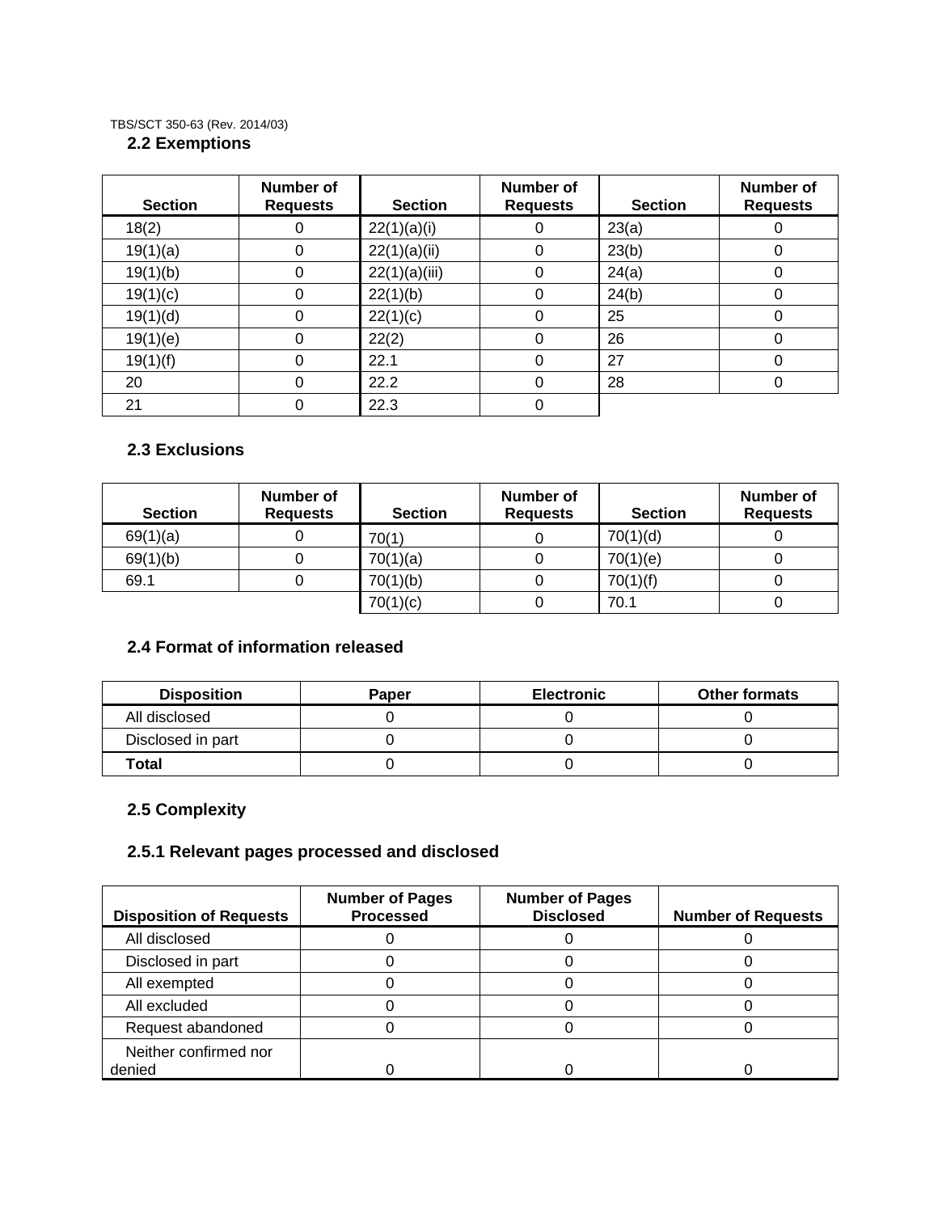TBS/SCT 350-63 (Rev. 2014/03)

## 2.2 Exemptions

| Section | Number of Requests | Section | Number of Requests | Section | Number of Requests |
|---|---|---|---|---|---|
| 18(2) | 0 | 22(1)(a)(i) | 0 | 23(a) | 0 |
| 19(1)(a) | 0 | 22(1)(a)(ii) | 0 | 23(b) | 0 |
| 19(1)(b) | 0 | 22(1)(a)(iii) | 0 | 24(a) | 0 |
| 19(1)(c) | 0 | 22(1)(b) | 0 | 24(b) | 0 |
| 19(1)(d) | 0 | 22(1)(c) | 0 | 25 | 0 |
| 19(1)(e) | 0 | 22(2) | 0 | 26 | 0 |
| 19(1)(f) | 0 | 22.1 | 0 | 27 | 0 |
| 20 | 0 | 22.2 | 0 | 28 | 0 |
| 21 | 0 | 22.3 | 0 | | |

## 2.3 Exclusions

| Section | Number of Requests | Section | Number of Requests | Section | Number of Requests |
|---|---|---|---|---|---|
| 69(1)(a) | 0 | 70(1) | 0 | 70(1)(d) | 0 |
| 69(1)(b) | 0 | 70(1)(a) | 0 | 70(1)(e) | 0 |
| 69.1 | 0 | 70(1)(b) | 0 | 70(1)(f) | 0 |
| | | 70(1)(c) | 0 | 70.1 | 0 |

## 2.4 Format of information released

| Disposition | Paper | Electronic | Other formats |
|---|---|---|---|
| All disclosed | 0 | 0 | 0 |
| Disclosed in part | 0 | 0 | 0 |
| **Total** | 0 | 0 | 0 |

## 2.5 Complexity

### 2.5.1 Relevant pages processed and disclosed

| Disposition of Requests | Number of Pages Processed | Number of Pages Disclosed | Number of Requests |
|---|---|---|---|
| All disclosed | 0 | 0 | 0 |
| Disclosed in part | 0 | 0 | 0 |
| All exempted | 0 | 0 | 0 |
| All excluded | 0 | 0 | 0 |
| Request abandoned | 0 | 0 | 0 |
| Neither confirmed nor denied | 0 | 0 | 0 |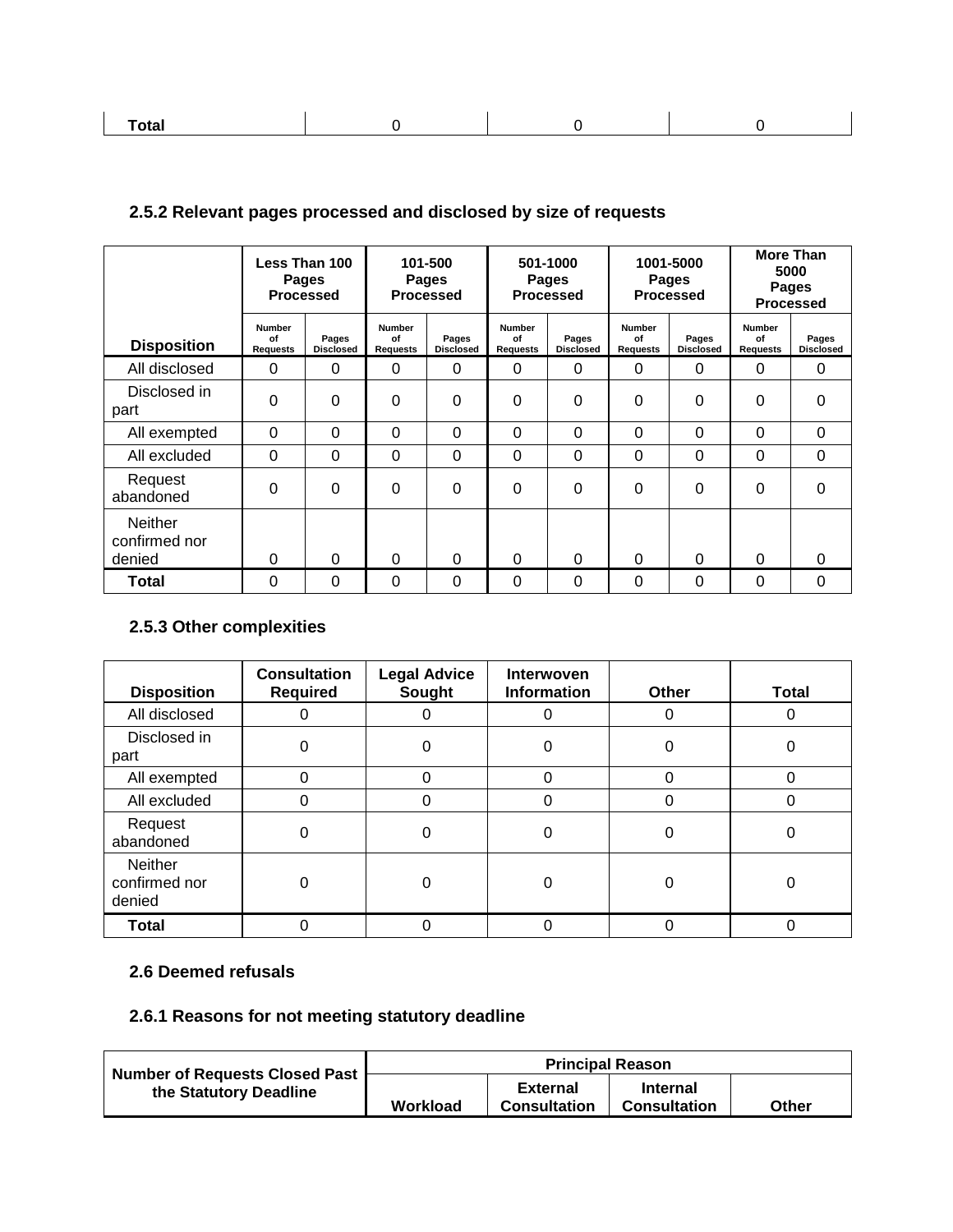| Total | 0 | 0 | 0 |
|---|---|---|---|

### 2.5.2 Relevant pages processed and disclosed by size of requests

| Disposition | Less Than 100 Pages Processed | | 101-500 Pages Processed | | 501-1000 Pages Processed | | 1001-5000 Pages Processed | | More Than 5000 Pages Processed | |
|---|---|---|---|---|---|---|---|---|---|---|
| | Number of Requests | Pages Disclosed | Number of Requests | Pages Disclosed | Number of Requests | Pages Disclosed | Number of Requests | Pages Disclosed | Number of Requests | Pages Disclosed |
| All disclosed | 0 | 0 | 0 | 0 | 0 | 0 | 0 | 0 | 0 | 0 |
| Disclosed in part | 0 | 0 | 0 | 0 | 0 | 0 | 0 | 0 | 0 | 0 |
| All exempted | 0 | 0 | 0 | 0 | 0 | 0 | 0 | 0 | 0 | 0 |
| All excluded | 0 | 0 | 0 | 0 | 0 | 0 | 0 | 0 | 0 | 0 |
| Request abandoned | 0 | 0 | 0 | 0 | 0 | 0 | 0 | 0 | 0 | 0 |
| Neither confirmed nor denied | 0 | 0 | 0 | 0 | 0 | 0 | 0 | 0 | 0 | 0 |
| Total | 0 | 0 | 0 | 0 | 0 | 0 | 0 | 0 | 0 | 0 |

### 2.5.3 Other complexities

| Disposition | Consultation Required | Legal Advice Sought | Interwoven Information | Other | Total |
|---|---|---|---|---|---|
| All disclosed | 0 | 0 | 0 | 0 | 0 |
| Disclosed in part | 0 | 0 | 0 | 0 | 0 |
| All exempted | 0 | 0 | 0 | 0 | 0 |
| All excluded | 0 | 0 | 0 | 0 | 0 |
| Request abandoned | 0 | 0 | 0 | 0 | 0 |
| Neither confirmed nor denied | 0 | 0 | 0 | 0 | 0 |
| Total | 0 | 0 | 0 | 0 | 0 |

### 2.6 Deemed refusals

### 2.6.1 Reasons for not meeting statutory deadline

| Number of Requests Closed Past the Statutory Deadline | Principal Reason | | | |
|---|---|---|---|---|
| | Workload | External Consultation | Internal Consultation | Other |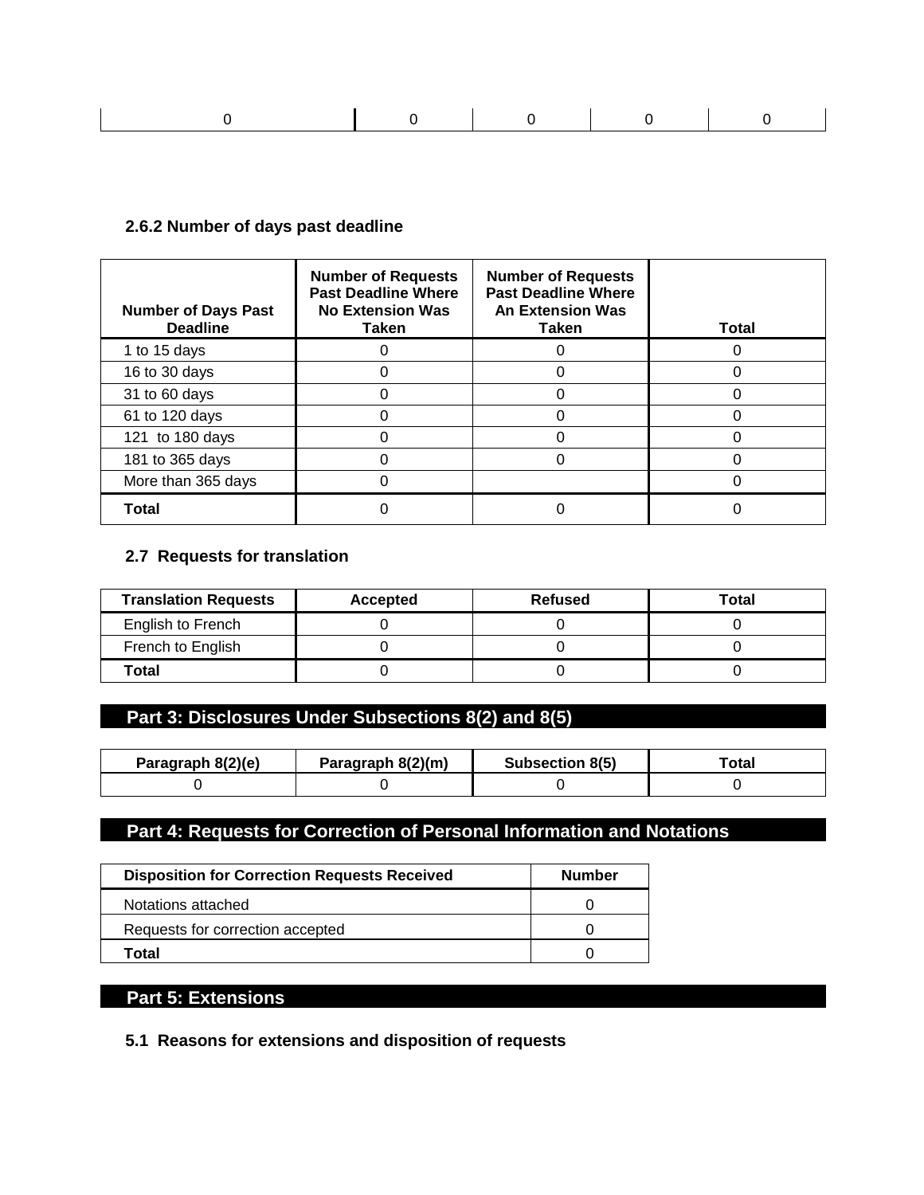| 0 | 0 | 0 | 0 | 0 |
|---|---|---|---|---|

### 2.6.2 Number of days past deadline

| Number of Days Past Deadline | Number of Requests Past Deadline Where No Extension Was Taken | Number of Requests Past Deadline Where An Extension Was Taken | Total |
|---|---|---|---|
| 1 to 15 days | 0 | 0 | 0 |
| 16 to 30 days | 0 | 0 | 0 |
| 31 to 60 days | 0 | 0 | 0 |
| 61 to 120 days | 0 | 0 | 0 |
| 121 to 180 days | 0 | 0 | 0 |
| 181 to 365 days | 0 | 0 | 0 |
| More than 365 days | 0 | | 0 |
| **Total** | 0 | 0 | 0 |

### 2.7 Requests for translation

| Translation Requests | Accepted | Refused | Total |
|---|---|---|---|
| English to French | 0 | 0 | 0 |
| French to English | 0 | 0 | 0 |
| **Total** | 0 | 0 | 0 |

## Part 3: Disclosures Under Subsections 8(2) and 8(5)

| Paragraph 8(2)(e) | Paragraph 8(2)(m) | Subsection 8(5) | Total |
|---|---|---|---|
| 0 | 0 | 0 | 0 |

## Part 4: Requests for Correction of Personal Information and Notations

| Disposition for Correction Requests Received | Number |
|---|---|
| Notations attached | 0 |
| Requests for correction accepted | 0 |
| **Total** | 0 |

## Part 5: Extensions

### 5.1 Reasons for extensions and disposition of requests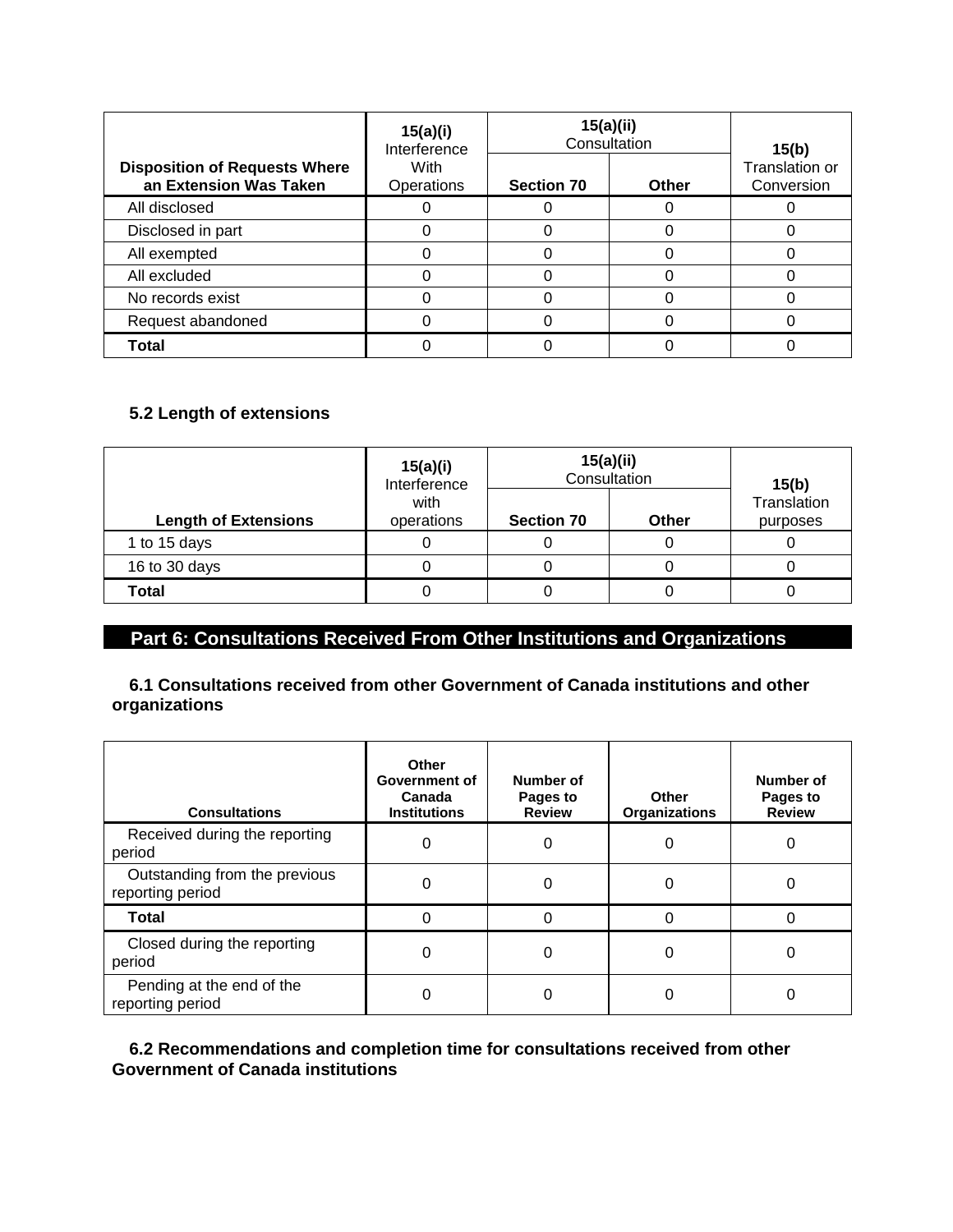| Disposition of Requests Where an Extension Was Taken | 15(a)(i) Interference With Operations | 15(a)(ii) Consultation | | 15(b) Translation or Conversion |
|---|---|---|---|---|
| | | Section 70 | Other | |
| All disclosed | 0 | 0 | 0 | 0 |
| Disclosed in part | 0 | 0 | 0 | 0 |
| All exempted | 0 | 0 | 0 | 0 |
| All excluded | 0 | 0 | 0 | 0 |
| No records exist | 0 | 0 | 0 | 0 |
| Request abandoned | 0 | 0 | 0 | 0 |
| **Total** | 0 | 0 | 0 | 0 |

### 5.2 Length of extensions

| Length of Extensions | 15(a)(i) Interference with operations | 15(a)(ii) Consultation | | 15(b) Translation purposes |
|---|---|---|---|---|
| | | Section 70 | Other | |
| 1 to 15 days | 0 | 0 | 0 | 0 |
| 16 to 30 days | 0 | 0 | 0 | 0 |
| **Total** | 0 | 0 | 0 | 0 |

## Part 6: Consultations Received From Other Institutions and Organizations

### 6.1 Consultations received from other Government of Canada institutions and other organizations

| Consultations | Other Government of Canada Institutions | Number of Pages to Review | Other Organizations | Number of Pages to Review |
|---|---|---|---|---|
| Received during the reporting period | 0 | 0 | 0 | 0 |
| Outstanding from the previous reporting period | 0 | 0 | 0 | 0 |
| **Total** | 0 | 0 | 0 | 0 |
| Closed during the reporting period | 0 | 0 | 0 | 0 |
| Pending at the end of the reporting period | 0 | 0 | 0 | 0 |

### 6.2 Recommendations and completion time for consultations received from other Government of Canada institutions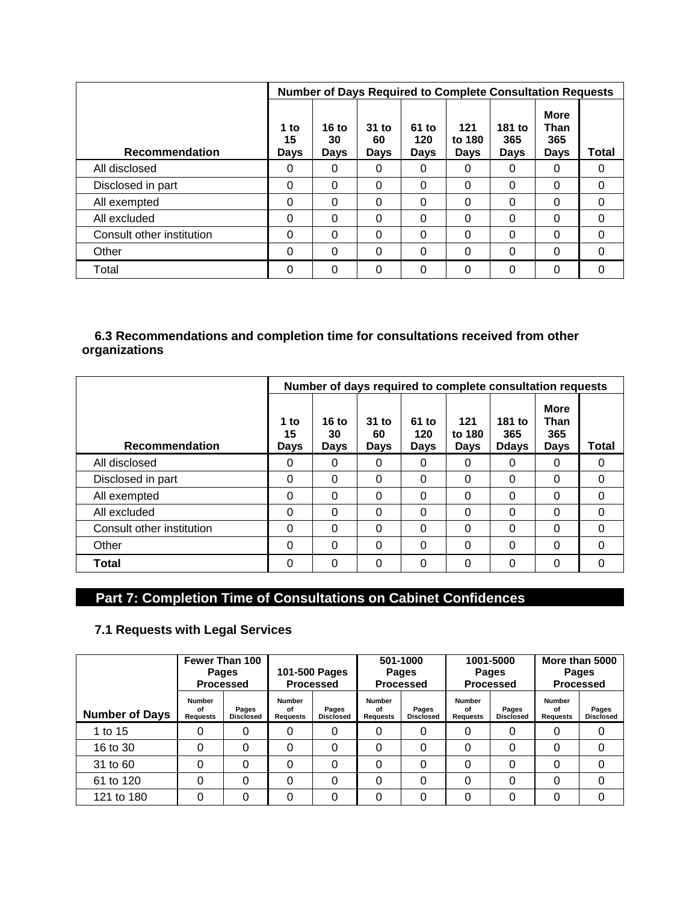| Recommendation | Number of Days Required to Complete Consultation Requests | | | | | | | |
|---|---|---|---|---|---|---|---|---|
| | 1 to 15 Days | 16 to 30 Days | 31 to 60 Days | 61 to 120 Days | 121 to 180 Days | 181 to 365 Days | More Than 365 Days | Total |
| All disclosed | 0 | 0 | 0 | 0 | 0 | 0 | 0 | 0 |
| Disclosed in part | 0 | 0 | 0 | 0 | 0 | 0 | 0 | 0 |
| All exempted | 0 | 0 | 0 | 0 | 0 | 0 | 0 | 0 |
| All excluded | 0 | 0 | 0 | 0 | 0 | 0 | 0 | 0 |
| Consult other institution | 0 | 0 | 0 | 0 | 0 | 0 | 0 | 0 |
| Other | 0 | 0 | 0 | 0 | 0 | 0 | 0 | 0 |
| Total | 0 | 0 | 0 | 0 | 0 | 0 | 0 | 0 |

### 6.3 Recommendations and completion time for consultations received from other organizations

| Recommendation | Number of days required to complete consultation requests | | | | | | | |
|---|---|---|---|---|---|---|---|---|
| | 1 to 15 Days | 16 to 30 Days | 31 to 60 Days | 61 to 120 Days | 121 to 180 Days | 181 to 365 Ddays | More Than 365 Days | Total |
| All disclosed | 0 | 0 | 0 | 0 | 0 | 0 | 0 | 0 |
| Disclosed in part | 0 | 0 | 0 | 0 | 0 | 0 | 0 | 0 |
| All exempted | 0 | 0 | 0 | 0 | 0 | 0 | 0 | 0 |
| All excluded | 0 | 0 | 0 | 0 | 0 | 0 | 0 | 0 |
| Consult other institution | 0 | 0 | 0 | 0 | 0 | 0 | 0 | 0 |
| Other | 0 | 0 | 0 | 0 | 0 | 0 | 0 | 0 |
| **Total** | 0 | 0 | 0 | 0 | 0 | 0 | 0 | 0 |

## Part 7: Completion Time of Consultations on Cabinet Confidences

### 7.1 Requests with Legal Services

| Number of Days | Fewer Than 100 Pages Processed | | 101-500 Pages Processed | | 501-1000 Pages Processed | | 1001-5000 Pages Processed | | More than 5000 Pages Processed | |
|---|---|---|---|---|---|---|---|---|---|---|
| | Number of Requests | Pages Disclosed | Number of Requests | Pages Disclosed | Number of Requests | Pages Disclosed | Number of Requests | Pages Disclosed | Number of Requests | Pages Disclosed |
| 1 to 15 | 0 | 0 | 0 | 0 | 0 | 0 | 0 | 0 | 0 | 0 |
| 16 to 30 | 0 | 0 | 0 | 0 | 0 | 0 | 0 | 0 | 0 | 0 |
| 31 to 60 | 0 | 0 | 0 | 0 | 0 | 0 | 0 | 0 | 0 | 0 |
| 61 to 120 | 0 | 0 | 0 | 0 | 0 | 0 | 0 | 0 | 0 | 0 |
| 121 to 180 | 0 | 0 | 0 | 0 | 0 | 0 | 0 | 0 | 0 | 0 |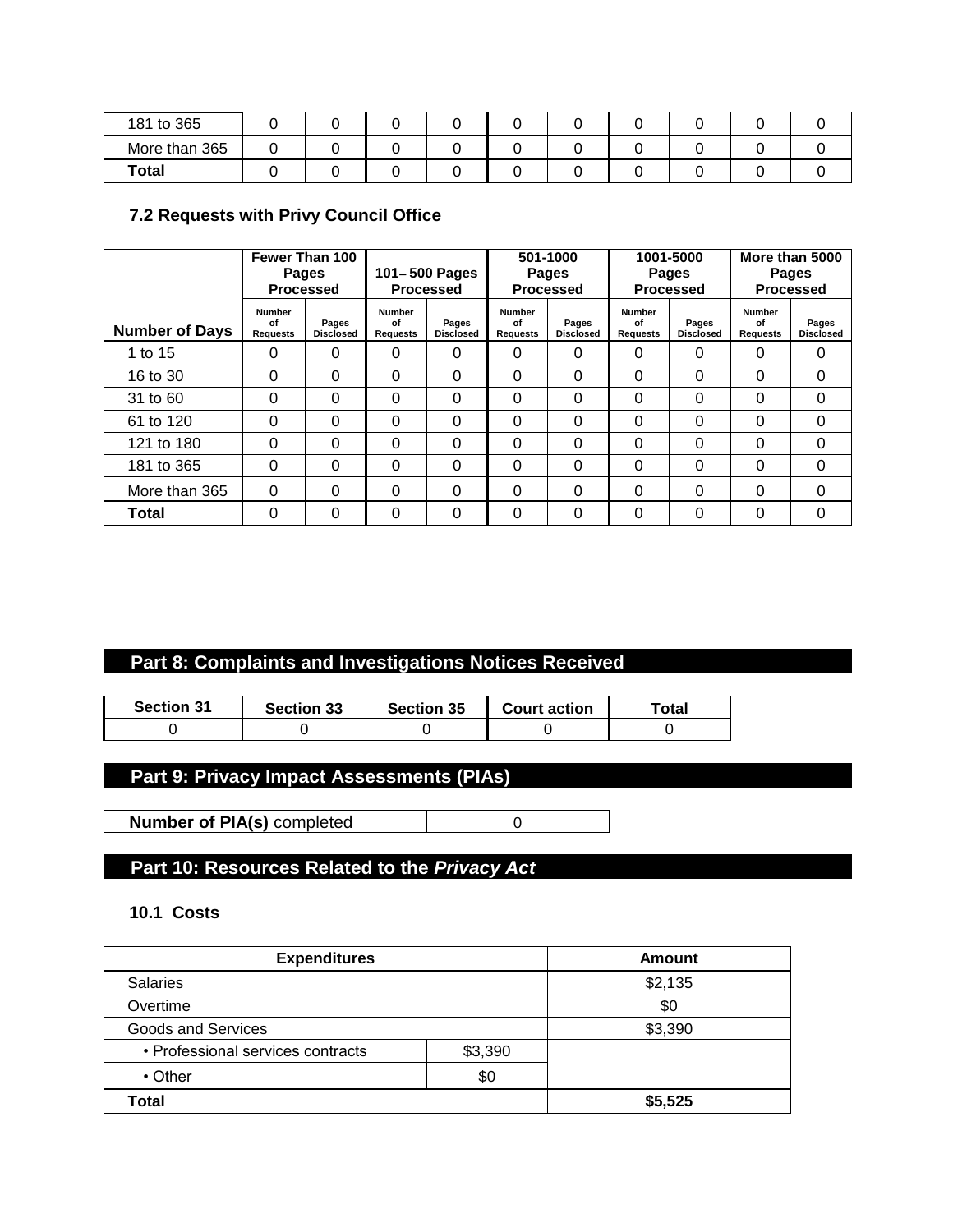| 181 to 365 | 0 | 0 | 0 | 0 | 0 | 0 | 0 | 0 | 0 | 0 |
|---|---|---|---|---|---|---|---|---|---|---|
| More than 365 | 0 | 0 | 0 | 0 | 0 | 0 | 0 | 0 | 0 | 0 |
| **Total** | 0 | 0 | 0 | 0 | 0 | 0 | 0 | 0 | 0 | 0 |

### 7.2 Requests with Privy Council Office

| | Fewer Than 100 Pages Processed | | 101– 500 Pages Processed | | 501-1000 Pages Processed | | 1001-5000 Pages Processed | | More than 5000 Pages Processed | |
|---|---|---|---|---|---|---|---|---|---|---|
| **Number of Days** | Number of Requests | Pages Disclosed | Number of Requests | Pages Disclosed | Number of Requests | Pages Disclosed | Number of Requests | Pages Disclosed | Number of Requests | Pages Disclosed |
| 1 to 15 | 0 | 0 | 0 | 0 | 0 | 0 | 0 | 0 | 0 | 0 |
| 16 to 30 | 0 | 0 | 0 | 0 | 0 | 0 | 0 | 0 | 0 | 0 |
| 31 to 60 | 0 | 0 | 0 | 0 | 0 | 0 | 0 | 0 | 0 | 0 |
| 61 to 120 | 0 | 0 | 0 | 0 | 0 | 0 | 0 | 0 | 0 | 0 |
| 121 to 180 | 0 | 0 | 0 | 0 | 0 | 0 | 0 | 0 | 0 | 0 |
| 181 to 365 | 0 | 0 | 0 | 0 | 0 | 0 | 0 | 0 | 0 | 0 |
| More than 365 | 0 | 0 | 0 | 0 | 0 | 0 | 0 | 0 | 0 | 0 |
| **Total** | 0 | 0 | 0 | 0 | 0 | 0 | 0 | 0 | 0 | 0 |

## Part 8: Complaints and Investigations Notices Received

| Section 31 | Section 33 | Section 35 | Court action | Total |
|---|---|---|---|---|
| 0 | 0 | 0 | 0 | 0 |

## Part 9: Privacy Impact Assessments (PIAs)

| **Number of PIA(s)** completed | 0 |
|---|---|

## Part 10: Resources Related to the *Privacy Act*

### 10.1 Costs

| Expenditures | | Amount |
|---|---|---|
| Salaries | | $2,135 |
| Overtime | | $0 |
| Goods and Services | | $3,390 |
| • Professional services contracts | $3,390 | |
| • Other | $0 | |
| **Total** | | **$5,525** |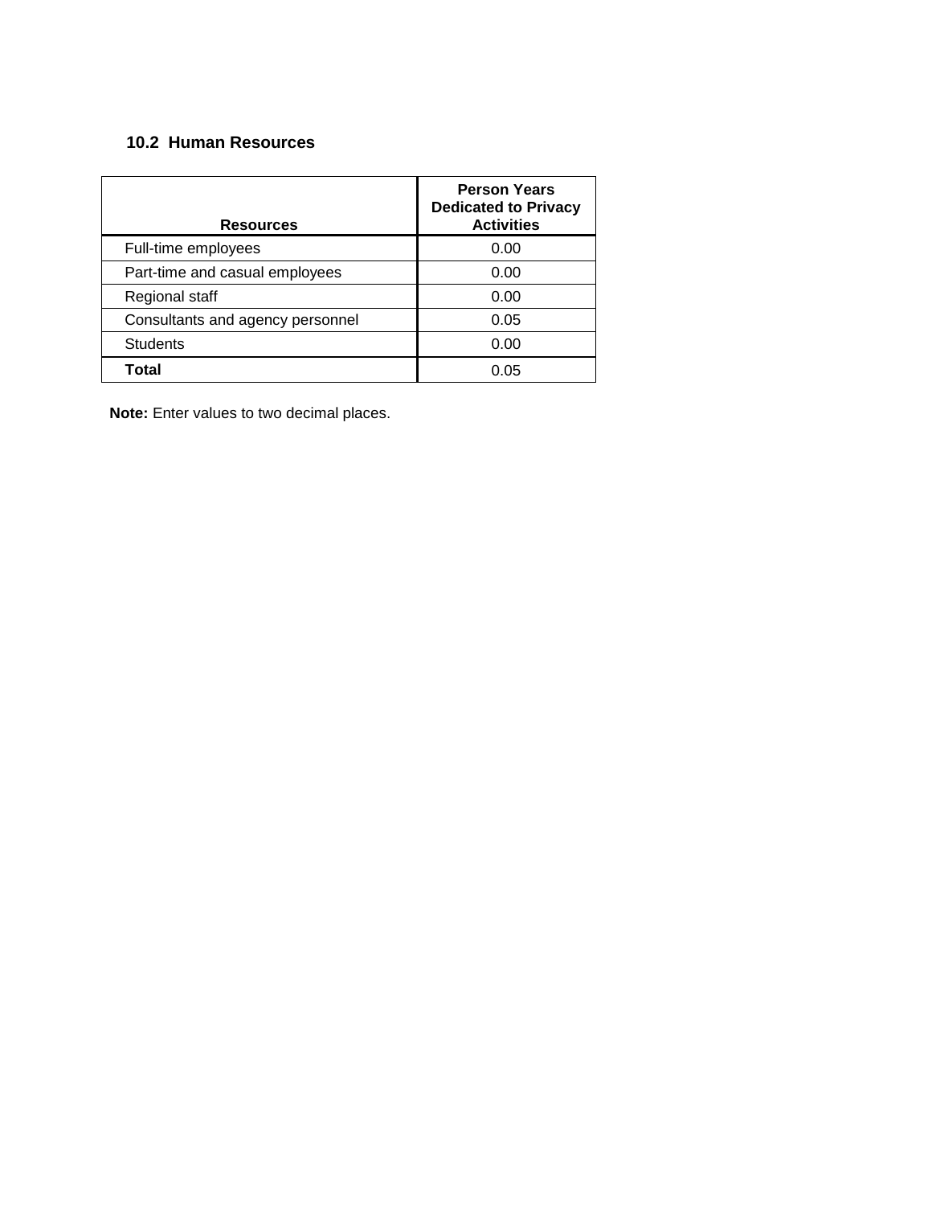### 10.2 Human Resources

| Resources | Person Years Dedicated to Privacy Activities |
|---|---|
| Full-time employees | 0.00 |
| Part-time and casual employees | 0.00 |
| Regional staff | 0.00 |
| Consultants and agency personnel | 0.05 |
| Students | 0.00 |
| **Total** | 0.05 |

**Note:** Enter values to two decimal places.